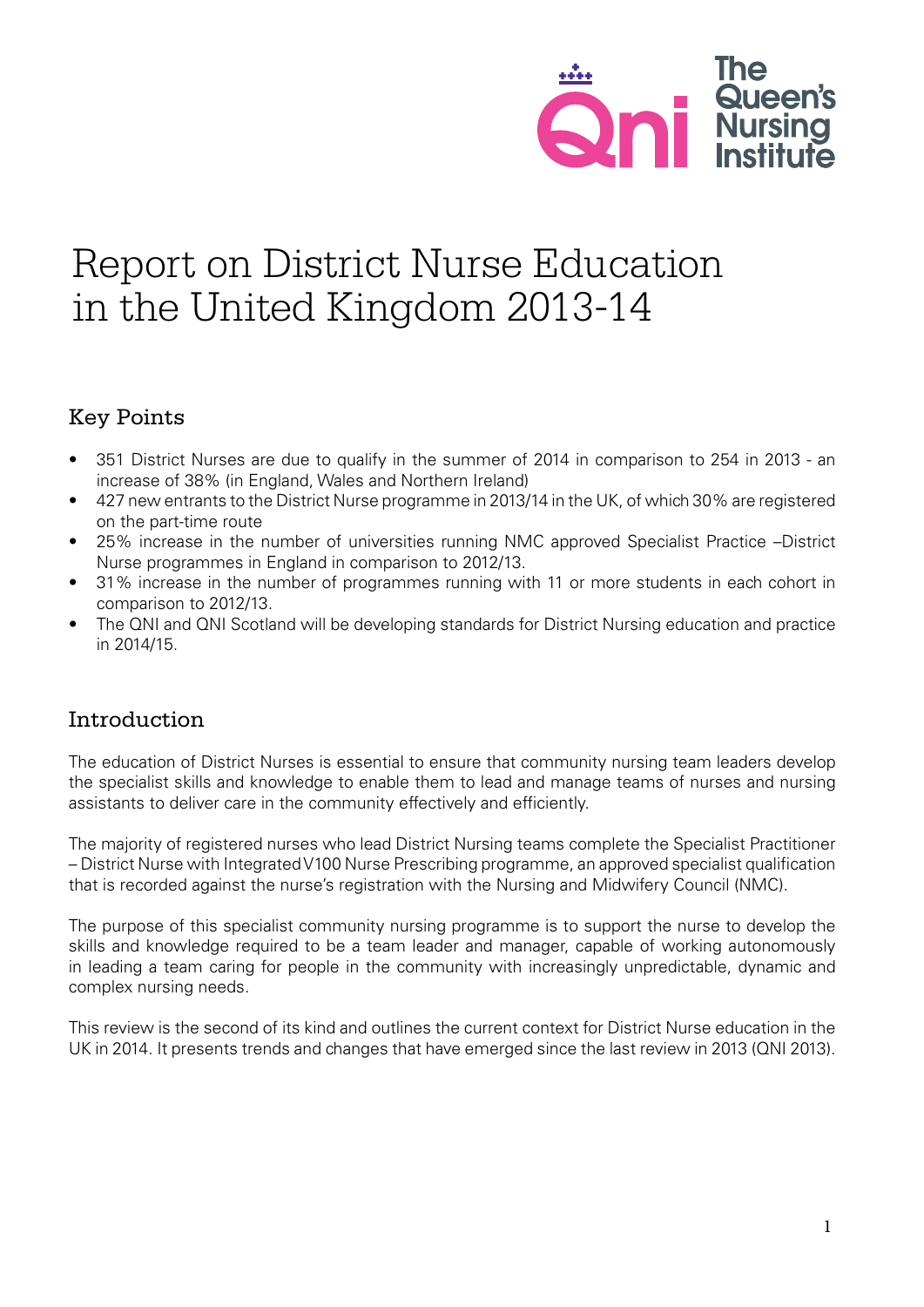# Report on District Nurse Education in the United Kingdom 2013-14

## Key Points

- 351 District Nurses are due to qualify in the summer of 2014 in comparison to 254 in 2013 - an increase of 38% (in England, Wales and Northern Ireland)
- 427 new entrants to the District Nurse programme in 2013/14 in the UK, of which 30% are registered on the part-time route
- 25% increase in the number of universities running NMC approved Specialist Practice –District Nurse programmes in England in comparison to 2012/13.
- 31% increase in the number of programmes running with 11 or more students in each cohort in comparison to 2012/13.
- The QNI and QNI Scotland will be developing standards for District Nursing education and practice in 2014/15.

## Introduction

The education of District Nurses is essential to ensure that community nursing team leaders develop the specialist skills and knowledge to enable them to lead and manage teams of nurses and nursing assistants to deliver care in the community effectively and efficiently.

The majority of registered nurses who lead District Nursing teams complete the Specialist Practitioner – District Nurse with Integrated V100 Nurse Prescribing programme, an approved specialist qualification that is recorded against the nurse's registration with the Nursing and Midwifery Council (NMC).

The purpose of this specialist community nursing programme is to support the nurse to develop the skills and knowledge required to be a team leader and manager, capable of working autonomously in leading a team caring for people in the community with increasingly unpredictable, dynamic and complex nursing needs.

This review is the second of its kind and outlines the current context for District Nurse education in the UK in 2014. It presents trends and changes that have emerged since the last review in 2013 (QNI 2013).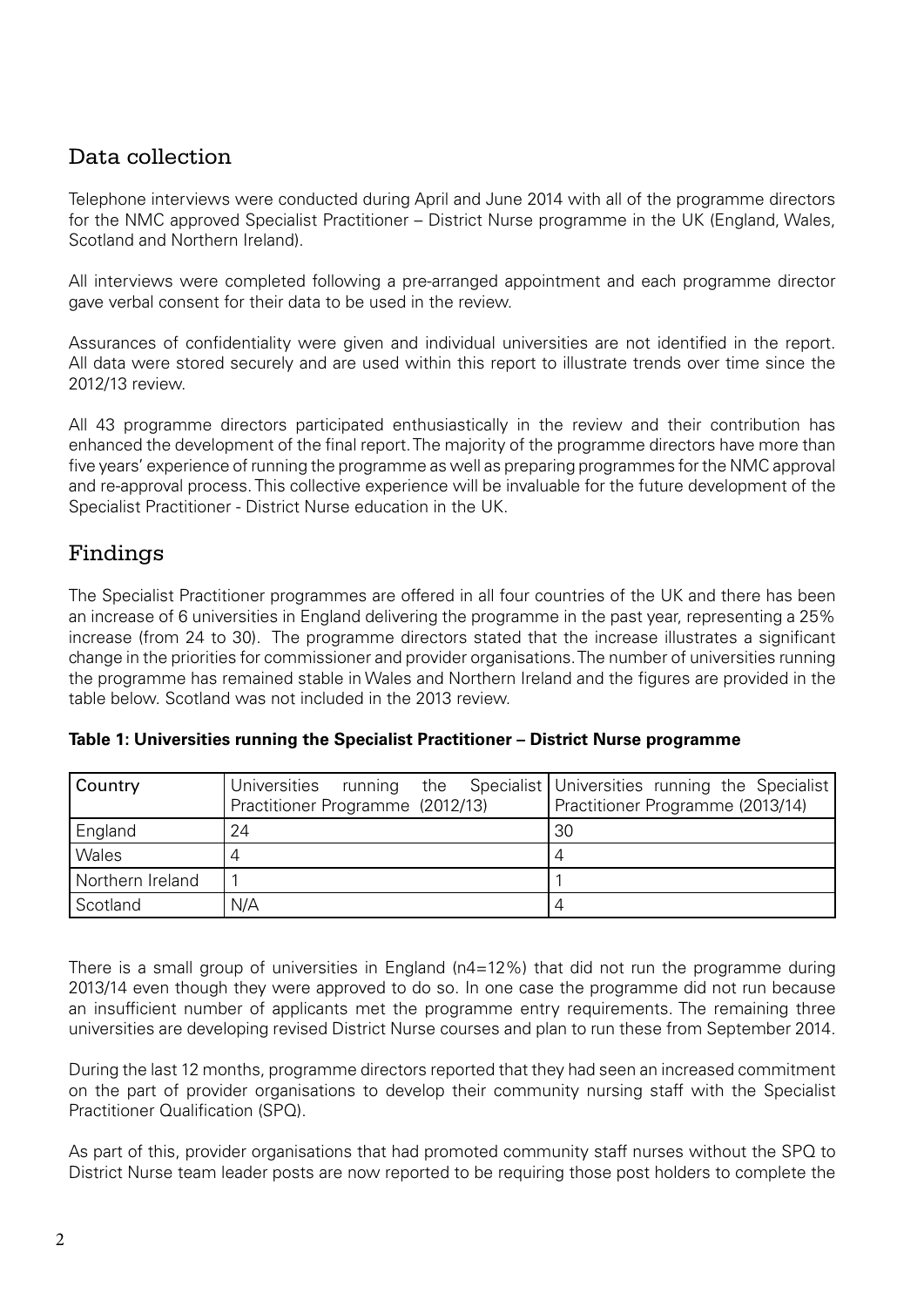## Data collection

Telephone interviews were conducted during April and June 2014 with all of the programme directors for the NMC approved Specialist Practitioner – District Nurse programme in the UK (England, Wales, Scotland and Northern Ireland).

All interviews were completed following a pre-arranged appointment and each programme director gave verbal consent for their data to be used in the review.

Assurances of confidentiality were given and individual universities are not identified in the report. All data were stored securely and are used within this report to illustrate trends over time since the 2012/13 review.

All 43 programme directors participated enthusiastically in the review and their contribution has enhanced the development of the final report. The majority of the programme directors have more than five years' experience of running the programme as well as preparing programmes for the NMC approval and re-approval process. This collective experience will be invaluable for the future development of the Specialist Practitioner - District Nurse education in the UK.

## Findings

The Specialist Practitioner programmes are offered in all four countries of the UK and there has been an increase of 6 universities in England delivering the programme in the past year, representing a 25% increase (from 24 to 30). The programme directors stated that the increase illustrates a significant change in the priorities for commissioner and provider organisations. The number of universities running the programme has remained stable in Wales and Northern Ireland and the figures are provided in the table below. Scotland was not included in the 2013 review.

**Table 1: Universities running the Specialist Practitioner – District Nurse programme**

| Country | Universities running the Specialist Practitioner Programme (2012/13) | Universities running the Specialist Practitioner Programme (2013/14) |
|---|---|---|
| England | 24 | 30 |
| Wales | 4 | 4 |
| Northern Ireland | 1 | 1 |
| Scotland | N/A | 4 |

There is a small group of universities in England (n4=12%) that did not run the programme during 2013/14 even though they were approved to do so. In one case the programme did not run because an insufficient number of applicants met the programme entry requirements. The remaining three universities are developing revised District Nurse courses and plan to run these from September 2014.

During the last 12 months, programme directors reported that they had seen an increased commitment on the part of provider organisations to develop their community nursing staff with the Specialist Practitioner Qualification (SPQ).

As part of this, provider organisations that had promoted community staff nurses without the SPQ to District Nurse team leader posts are now reported to be requiring those post holders to complete the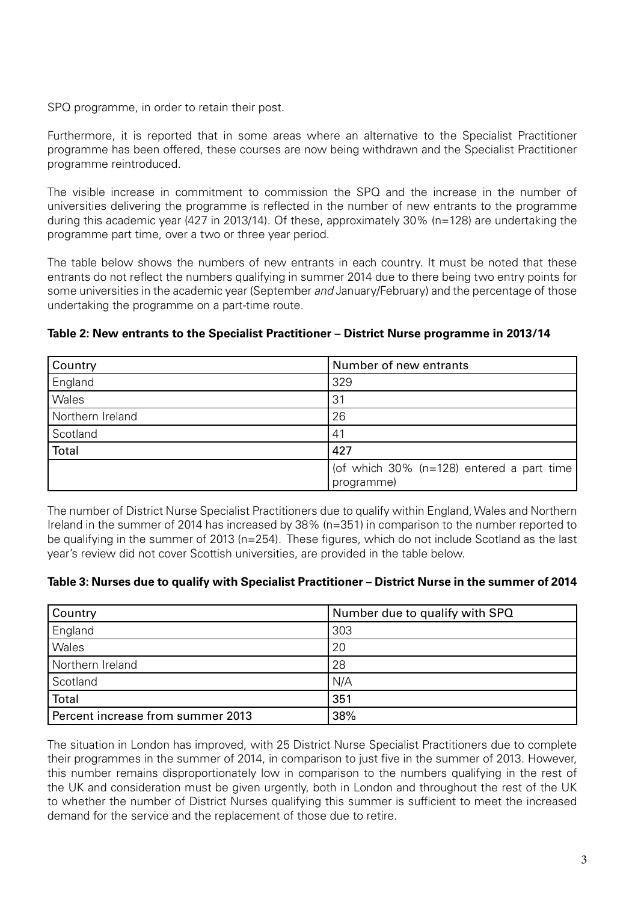SPQ programme, in order to retain their post.

Furthermore, it is reported that in some areas where an alternative to the Specialist Practitioner programme has been offered, these courses are now being withdrawn and the Specialist Practitioner programme reintroduced.

The visible increase in commitment to commission the SPQ and the increase in the number of universities delivering the programme is reflected in the number of new entrants to the programme during this academic year (427 in 2013/14). Of these, approximately 30% (n=128) are undertaking the programme part time, over a two or three year period.

The table below shows the numbers of new entrants in each country. It must be noted that these entrants do not reflect the numbers qualifying in summer 2014 due to there being two entry points for some universities in the academic year (September *and* January/February) and the percentage of those undertaking the programme on a part-time route.

**Table 2: New entrants to the Specialist Practitioner – District Nurse programme in 2013/14**

| Country | Number of new entrants |
|---|---|
| England | 329 |
| Wales | 31 |
| Northern Ireland | 26 |
| Scotland | 41 |
| **Total** | **427** |
| | (of which 30% (n=128) entered a part time programme) |

The number of District Nurse Specialist Practitioners due to qualify within England, Wales and Northern Ireland in the summer of 2014 has increased by 38% (n=351) in comparison to the number reported to be qualifying in the summer of 2013 (n=254). These figures, which do not include Scotland as the last year's review did not cover Scottish universities, are provided in the table below.

**Table 3: Nurses due to qualify with Specialist Practitioner – District Nurse in the summer of 2014**

| Country | Number due to qualify with SPQ |
|---|---|
| England | 303 |
| Wales | 20 |
| Northern Ireland | 28 |
| Scotland | N/A |
| **Total** | **351** |
| **Percent increase from summer 2013** | **38%** |

The situation in London has improved, with 25 District Nurse Specialist Practitioners due to complete their programmes in the summer of 2014, in comparison to just five in the summer of 2013. However, this number remains disproportionately low in comparison to the numbers qualifying in the rest of the UK and consideration must be given urgently, both in London and throughout the rest of the UK to whether the number of District Nurses qualifying this summer is sufficient to meet the increased demand for the service and the replacement of those due to retire.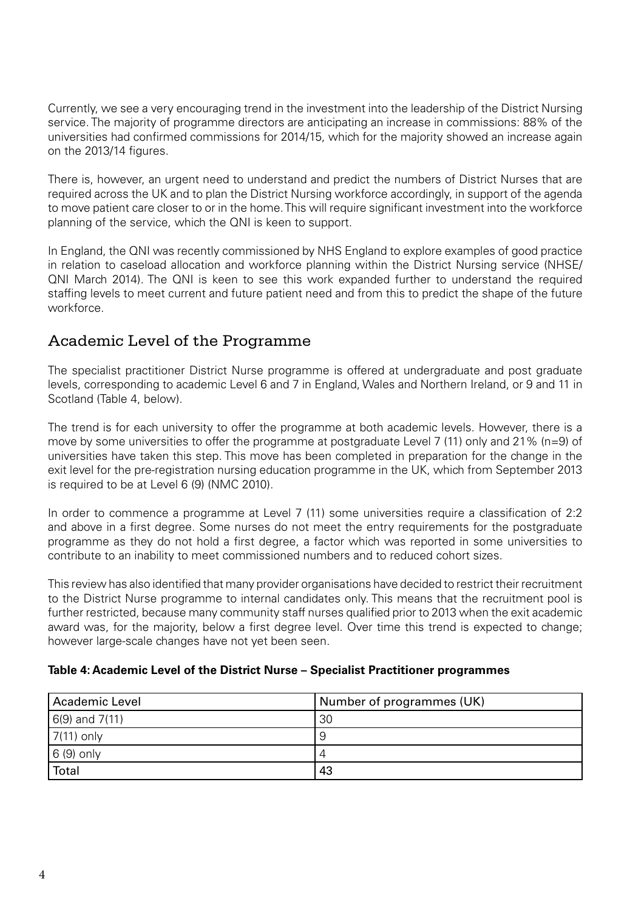Currently, we see a very encouraging trend in the investment into the leadership of the District Nursing service. The majority of programme directors are anticipating an increase in commissions: 88% of the universities had confirmed commissions for 2014/15, which for the majority showed an increase again on the 2013/14 figures.

There is, however, an urgent need to understand and predict the numbers of District Nurses that are required across the UK and to plan the District Nursing workforce accordingly, in support of the agenda to move patient care closer to or in the home. This will require significant investment into the workforce planning of the service, which the QNI is keen to support.

In England, the QNI was recently commissioned by NHS England to explore examples of good practice in relation to caseload allocation and workforce planning within the District Nursing service (NHSE/ QNI March 2014). The QNI is keen to see this work expanded further to understand the required staffing levels to meet current and future patient need and from this to predict the shape of the future workforce.

## Academic Level of the Programme

The specialist practitioner District Nurse programme is offered at undergraduate and post graduate levels, corresponding to academic Level 6 and 7 in England, Wales and Northern Ireland, or 9 and 11 in Scotland (Table 4, below).

The trend is for each university to offer the programme at both academic levels. However, there is a move by some universities to offer the programme at postgraduate Level 7 (11) only and 21% (n=9) of universities have taken this step. This move has been completed in preparation for the change in the exit level for the pre-registration nursing education programme in the UK, which from September 2013 is required to be at Level 6 (9) (NMC 2010).

In order to commence a programme at Level 7 (11) some universities require a classification of 2:2 and above in a first degree. Some nurses do not meet the entry requirements for the postgraduate programme as they do not hold a first degree, a factor which was reported in some universities to contribute to an inability to meet commissioned numbers and to reduced cohort sizes.

This review has also identified that many provider organisations have decided to restrict their recruitment to the District Nurse programme to internal candidates only. This means that the recruitment pool is further restricted, because many community staff nurses qualified prior to 2013 when the exit academic award was, for the majority, below a first degree level. Over time this trend is expected to change; however large-scale changes have not yet been seen.

**Table 4: Academic Level of the District Nurse – Specialist Practitioner programmes**

| Academic Level | Number of programmes (UK) |
| --- | --- |
| 6(9) and 7(11) | 30 |
| 7(11) only | 9 |
| 6 (9) only | 4 |
| Total | 43 |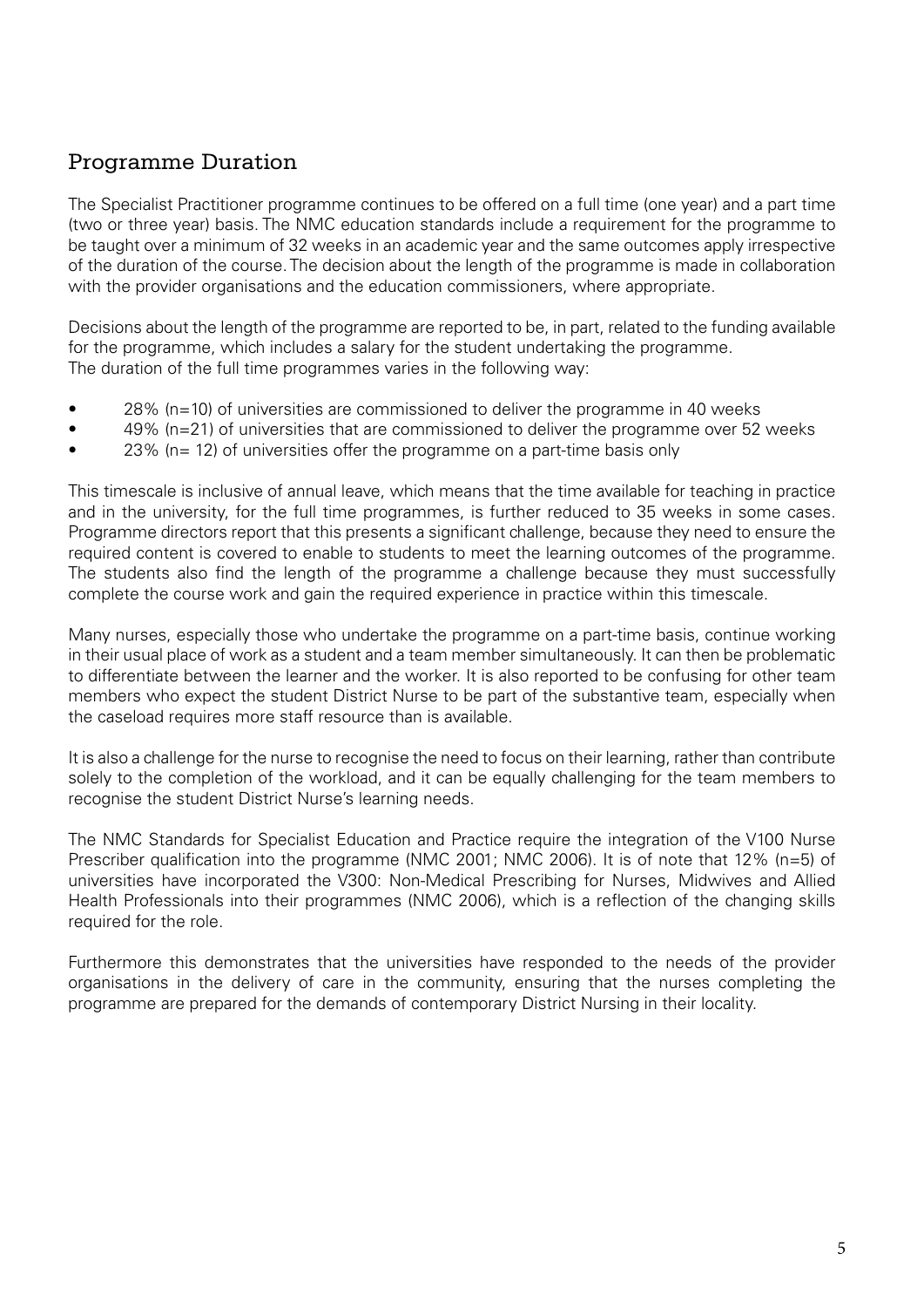## Programme Duration

The Specialist Practitioner programme continues to be offered on a full time (one year) and a part time (two or three year) basis. The NMC education standards include a requirement for the programme to be taught over a minimum of 32 weeks in an academic year and the same outcomes apply irrespective of the duration of the course. The decision about the length of the programme is made in collaboration with the provider organisations and the education commissioners, where appropriate.

Decisions about the length of the programme are reported to be, in part, related to the funding available for the programme, which includes a salary for the student undertaking the programme.
The duration of the full time programmes varies in the following way:

- 28% (n=10) of universities are commissioned to deliver the programme in 40 weeks
- 49% (n=21) of universities that are commissioned to deliver the programme over 52 weeks
- 23% (n= 12) of universities offer the programme on a part-time basis only

This timescale is inclusive of annual leave, which means that the time available for teaching in practice and in the university, for the full time programmes, is further reduced to 35 weeks in some cases. Programme directors report that this presents a significant challenge, because they need to ensure the required content is covered to enable to students to meet the learning outcomes of the programme. The students also find the length of the programme a challenge because they must successfully complete the course work and gain the required experience in practice within this timescale.

Many nurses, especially those who undertake the programme on a part-time basis, continue working in their usual place of work as a student and a team member simultaneously. It can then be problematic to differentiate between the learner and the worker. It is also reported to be confusing for other team members who expect the student District Nurse to be part of the substantive team, especially when the caseload requires more staff resource than is available.

It is also a challenge for the nurse to recognise the need to focus on their learning, rather than contribute solely to the completion of the workload, and it can be equally challenging for the team members to recognise the student District Nurse's learning needs.

The NMC Standards for Specialist Education and Practice require the integration of the V100 Nurse Prescriber qualification into the programme (NMC 2001; NMC 2006). It is of note that 12% (n=5) of universities have incorporated the V300: Non-Medical Prescribing for Nurses, Midwives and Allied Health Professionals into their programmes (NMC 2006), which is a reflection of the changing skills required for the role.

Furthermore this demonstrates that the universities have responded to the needs of the provider organisations in the delivery of care in the community, ensuring that the nurses completing the programme are prepared for the demands of contemporary District Nursing in their locality.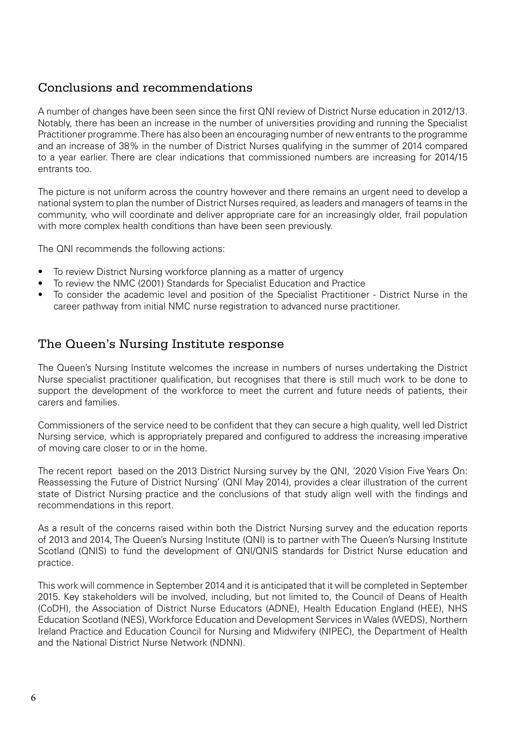## Conclusions and recommendations

A number of changes have been seen since the first QNI review of District Nurse education in 2012/13. Notably, there has been an increase in the number of universities providing and running the Specialist Practitioner programme. There has also been an encouraging number of new entrants to the programme and an increase of 38% in the number of District Nurses qualifying in the summer of 2014 compared to a year earlier. There are clear indications that commissioned numbers are increasing for 2014/15 entrants too.

The picture is not uniform across the country however and there remains an urgent need to develop a national system to plan the number of District Nurses required, as leaders and managers of teams in the community, who will coordinate and deliver appropriate care for an increasingly older, frail population with more complex health conditions than have been seen previously.

The QNI recommends the following actions:

- To review District Nursing workforce planning as a matter of urgency
- To review the NMC (2001) Standards for Specialist Education and Practice
- To consider the academic level and position of the Specialist Practitioner - District Nurse in the career pathway from initial NMC nurse registration to advanced nurse practitioner.

## The Queen's Nursing Institute response

The Queen's Nursing Institute welcomes the increase in numbers of nurses undertaking the District Nurse specialist practitioner qualification, but recognises that there is still much work to be done to support the development of the workforce to meet the current and future needs of patients, their carers and families.

Commissioners of the service need to be confident that they can secure a high quality, well led District Nursing service, which is appropriately prepared and configured to address the increasing imperative of moving care closer to or in the home.

The recent report based on the 2013 District Nursing survey by the QNI, '2020 Vision Five Years On: Reassessing the Future of District Nursing' (QNI May 2014), provides a clear illustration of the current state of District Nursing practice and the conclusions of that study align well with the findings and recommendations in this report.

As a result of the concerns raised within both the District Nursing survey and the education reports of 2013 and 2014, The Queen's Nursing Institute (QNI) is to partner with The Queen's Nursing Institute Scotland (QNIS) to fund the development of QNI/QNIS standards for District Nurse education and practice.

This work will commence in September 2014 and it is anticipated that it will be completed in September 2015. Key stakeholders will be involved, including, but not limited to, the Council of Deans of Health (CoDH), the Association of District Nurse Educators (ADNE), Health Education England (HEE), NHS Education Scotland (NES), Workforce Education and Development Services in Wales (WEDS), Northern Ireland Practice and Education Council for Nursing and Midwifery (NIPEC), the Department of Health and the National District Nurse Network (NDNN).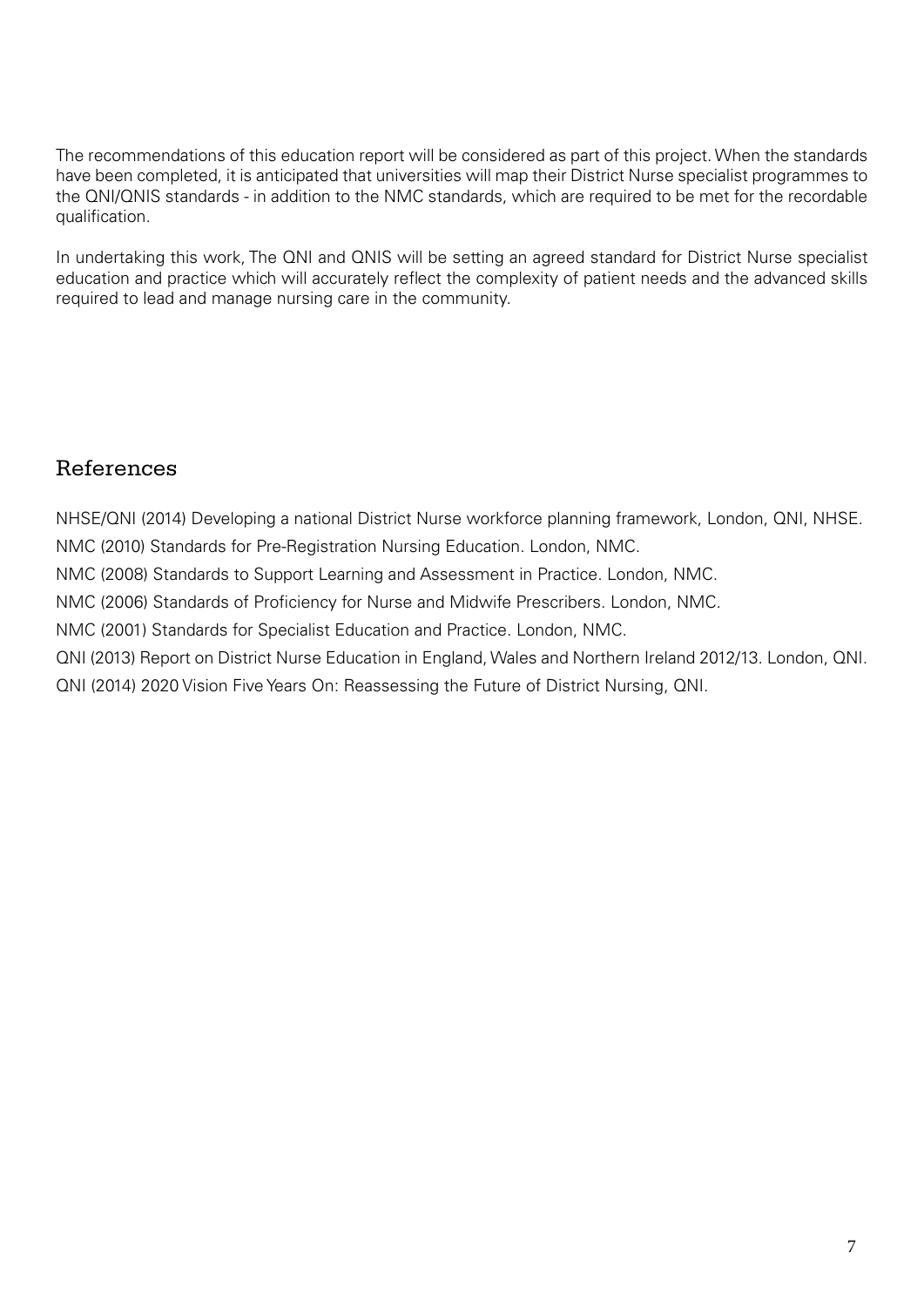The recommendations of this education report will be considered as part of this project. When the standards have been completed, it is anticipated that universities will map their District Nurse specialist programmes to the QNI/QNIS standards - in addition to the NMC standards, which are required to be met for the recordable qualification.

In undertaking this work, The QNI and QNIS will be setting an agreed standard for District Nurse specialist education and practice which will accurately reflect the complexity of patient needs and the advanced skills required to lead and manage nursing care in the community.

## References

NHSE/QNI (2014) Developing a national District Nurse workforce planning framework, London, QNI, NHSE.

NMC (2010) Standards for Pre-Registration Nursing Education. London, NMC.

NMC (2008) Standards to Support Learning and Assessment in Practice. London, NMC.

NMC (2006) Standards of Proficiency for Nurse and Midwife Prescribers. London, NMC.

NMC (2001) Standards for Specialist Education and Practice. London, NMC.

QNI (2013) Report on District Nurse Education in England, Wales and Northern Ireland 2012/13. London, QNI.

QNI (2014) 2020 Vision Five Years On: Reassessing the Future of District Nursing, QNI.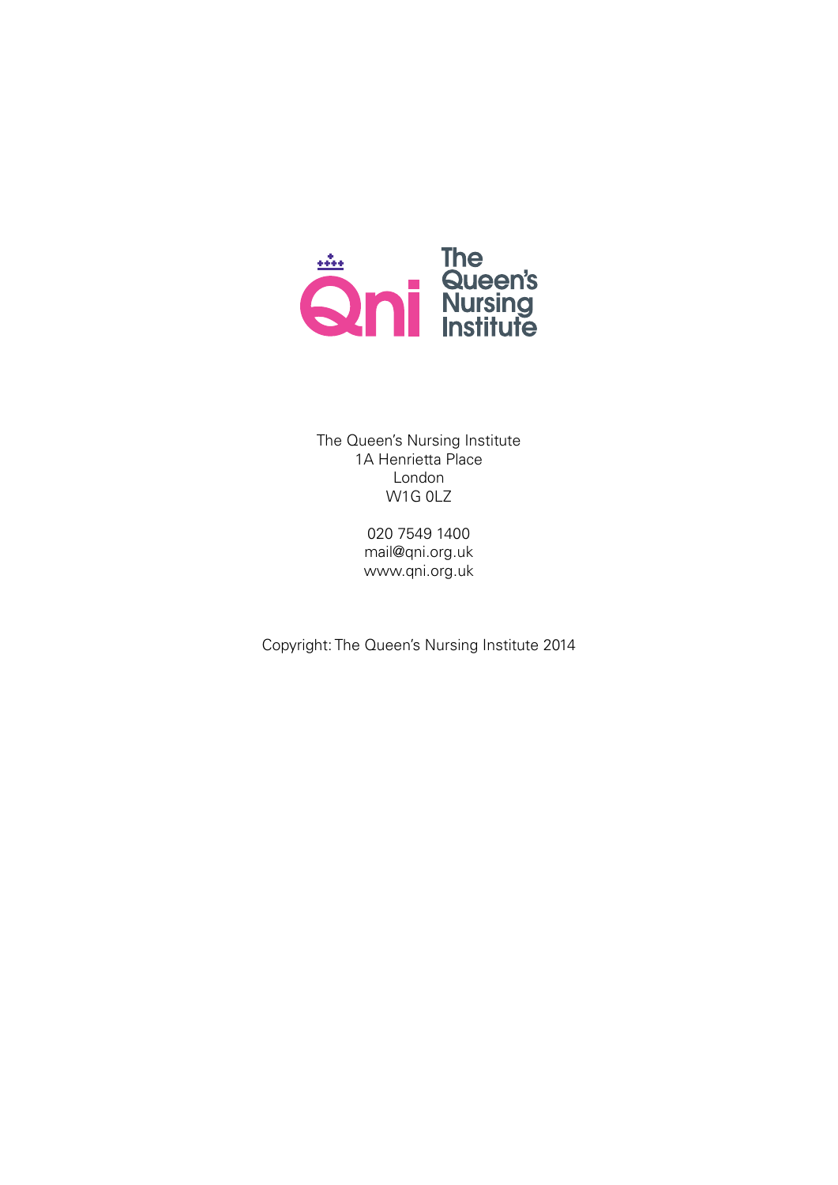The Queen's Nursing Institute

The Queen's Nursing Institute
1A Henrietta Place
London
W1G 0LZ

020 7549 1400
mail@qni.org.uk
www.qni.org.uk

Copyright: The Queen's Nursing Institute 2014